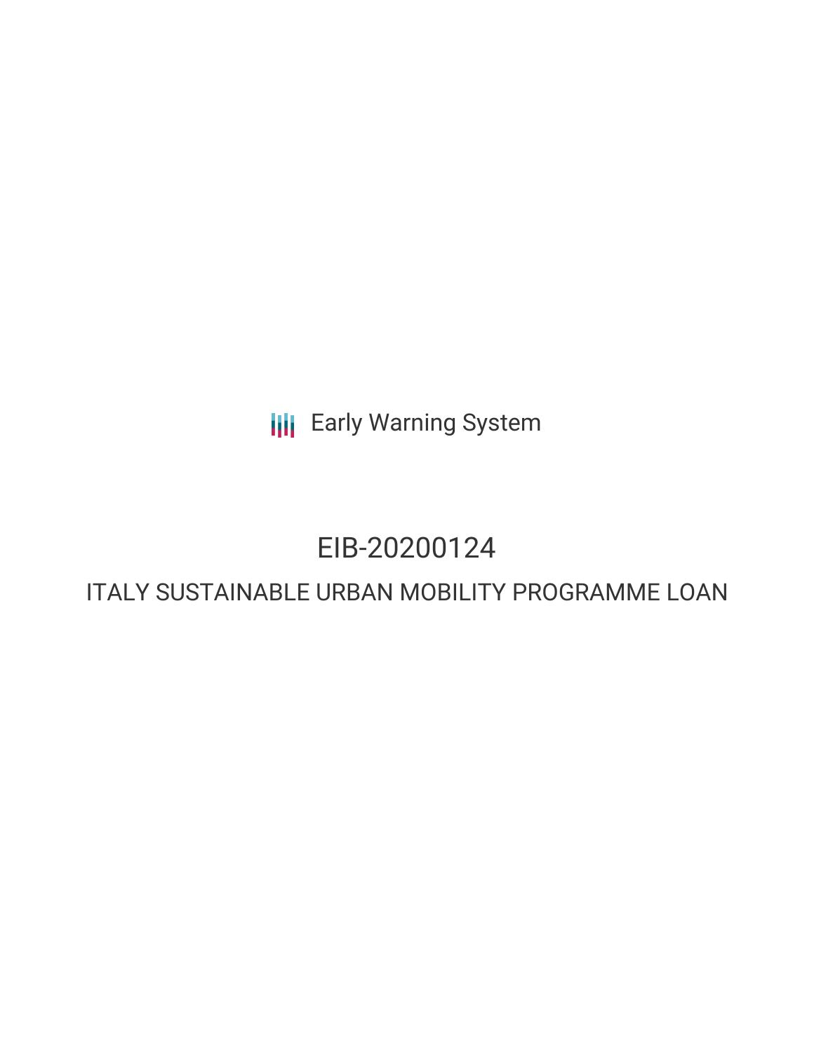Early Warning System

# EIB-20200124

## ITALY SUSTAINABLE URBAN MOBILITY PROGRAMME LOAN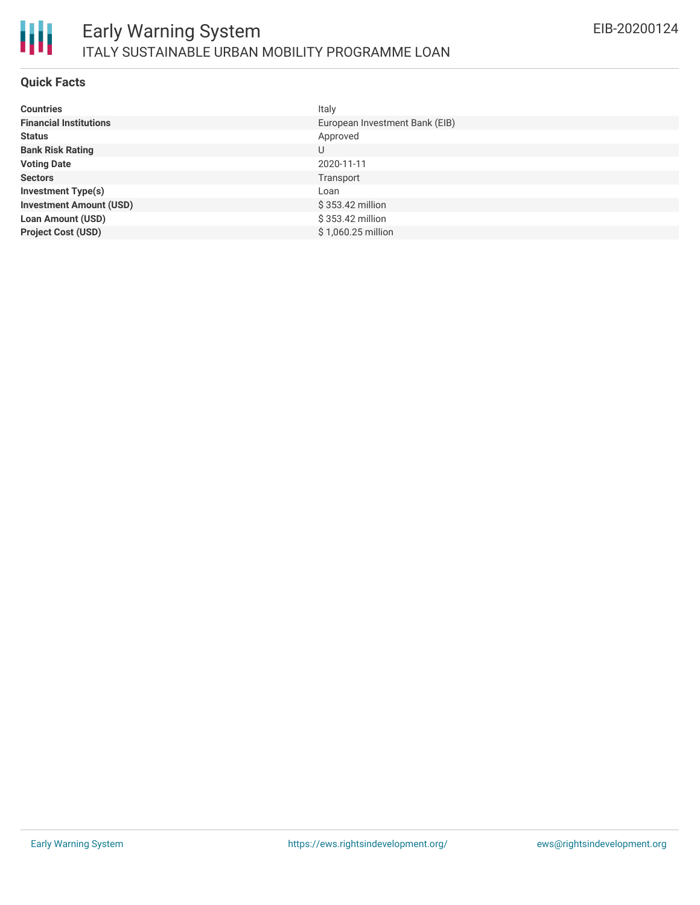# Early Warning System

## ITALY SUSTAINABLE URBAN MOBILITY PROGRAMME LOAN

EIB-20200124

### Quick Facts

| | |
|---|---|
| **Countries** | Italy |
| **Financial Institutions** | European Investment Bank (EIB) |
| **Status** | Approved |
| **Bank Risk Rating** | U |
| **Voting Date** | 2020-11-11 |
| **Sectors** | Transport |
| **Investment Type(s)** | Loan |
| **Investment Amount (USD)** | $ 353.42 million |
| **Loan Amount (USD)** | $ 353.42 million |
| **Project Cost (USD)** | $ 1,060.25 million |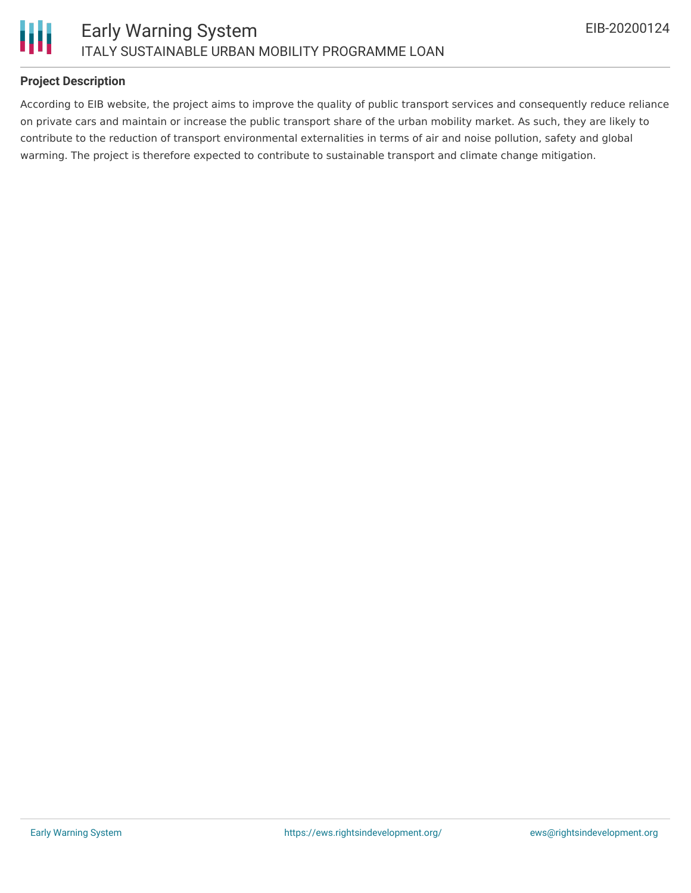## Project Description

According to EIB website, the project aims to improve the quality of public transport services and consequently reduce reliance on private cars and maintain or increase the public transport share of the urban mobility market. As such, they are likely to contribute to the reduction of transport environmental externalities in terms of air and noise pollution, safety and global warming. The project is therefore expected to contribute to sustainable transport and climate change mitigation.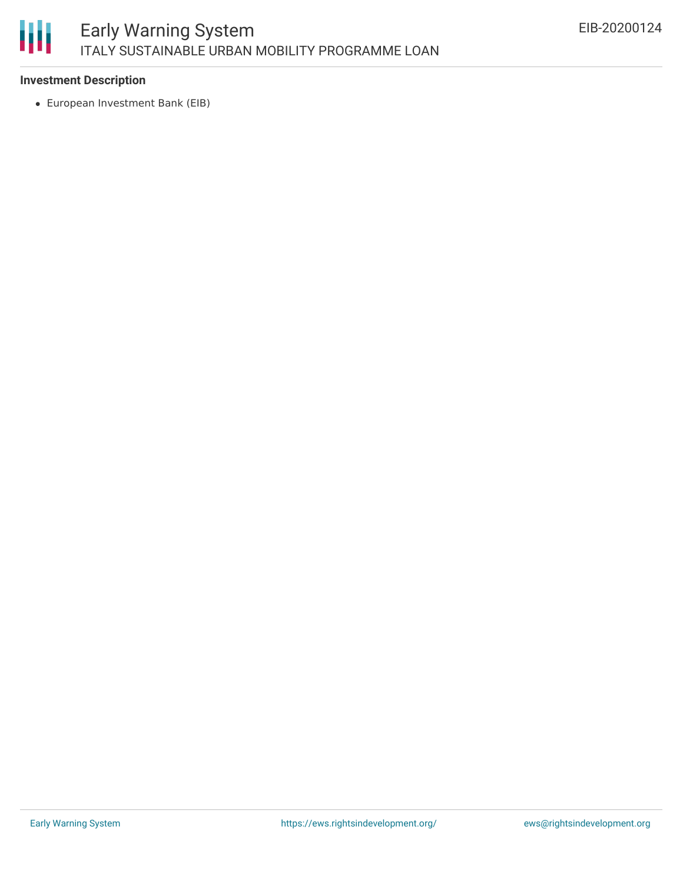**Investment Description**

- European Investment Bank (EIB)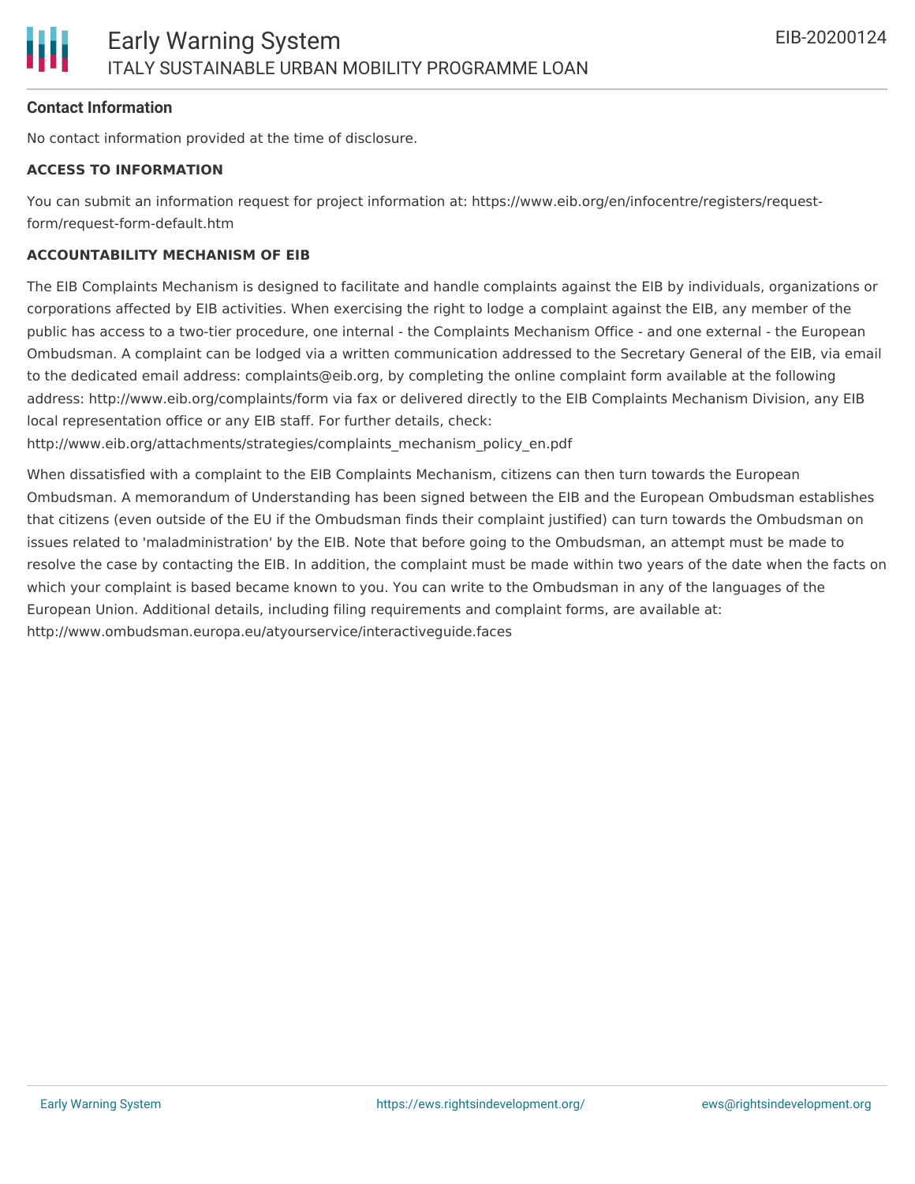**Contact Information**

No contact information provided at the time of disclosure.

**ACCESS TO INFORMATION**

You can submit an information request for project information at: https://www.eib.org/en/infocentre/registers/request-form/request-form-default.htm

**ACCOUNTABILITY MECHANISM OF EIB**

The EIB Complaints Mechanism is designed to facilitate and handle complaints against the EIB by individuals, organizations or corporations affected by EIB activities. When exercising the right to lodge a complaint against the EIB, any member of the public has access to a two-tier procedure, one internal - the Complaints Mechanism Office - and one external - the European Ombudsman. A complaint can be lodged via a written communication addressed to the Secretary General of the EIB, via email to the dedicated email address: complaints@eib.org, by completing the online complaint form available at the following address: http://www.eib.org/complaints/form via fax or delivered directly to the EIB Complaints Mechanism Division, any EIB local representation office or any EIB staff. For further details, check: http://www.eib.org/attachments/strategies/complaints_mechanism_policy_en.pdf

When dissatisfied with a complaint to the EIB Complaints Mechanism, citizens can then turn towards the European Ombudsman. A memorandum of Understanding has been signed between the EIB and the European Ombudsman establishes that citizens (even outside of the EU if the Ombudsman finds their complaint justified) can turn towards the Ombudsman on issues related to 'maladministration' by the EIB. Note that before going to the Ombudsman, an attempt must be made to resolve the case by contacting the EIB. In addition, the complaint must be made within two years of the date when the facts on which your complaint is based became known to you. You can write to the Ombudsman in any of the languages of the European Union. Additional details, including filing requirements and complaint forms, are available at: http://www.ombudsman.europa.eu/atyourservice/interactiveguide.faces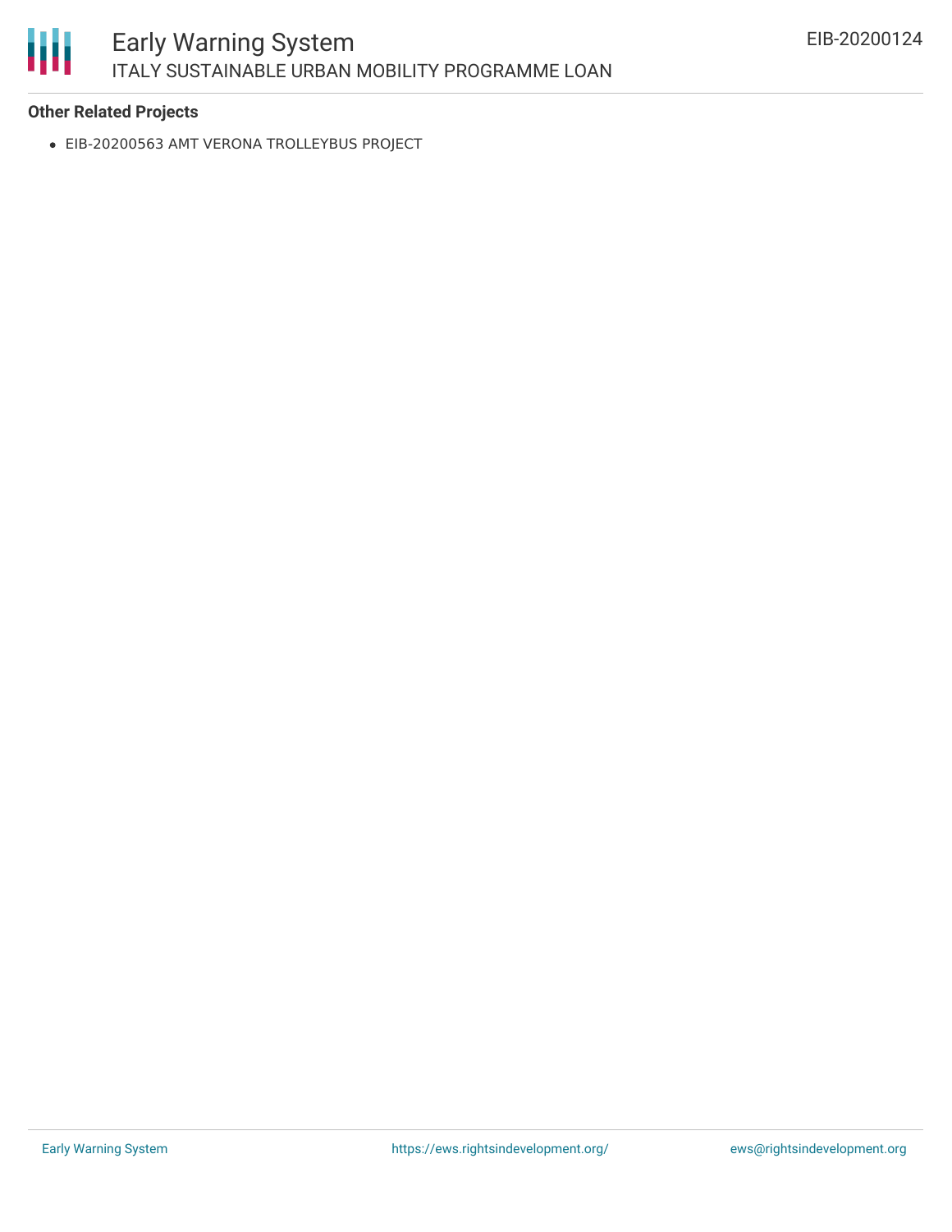**Other Related Projects**

- EIB-20200563 AMT VERONA TROLLEYBUS PROJECT